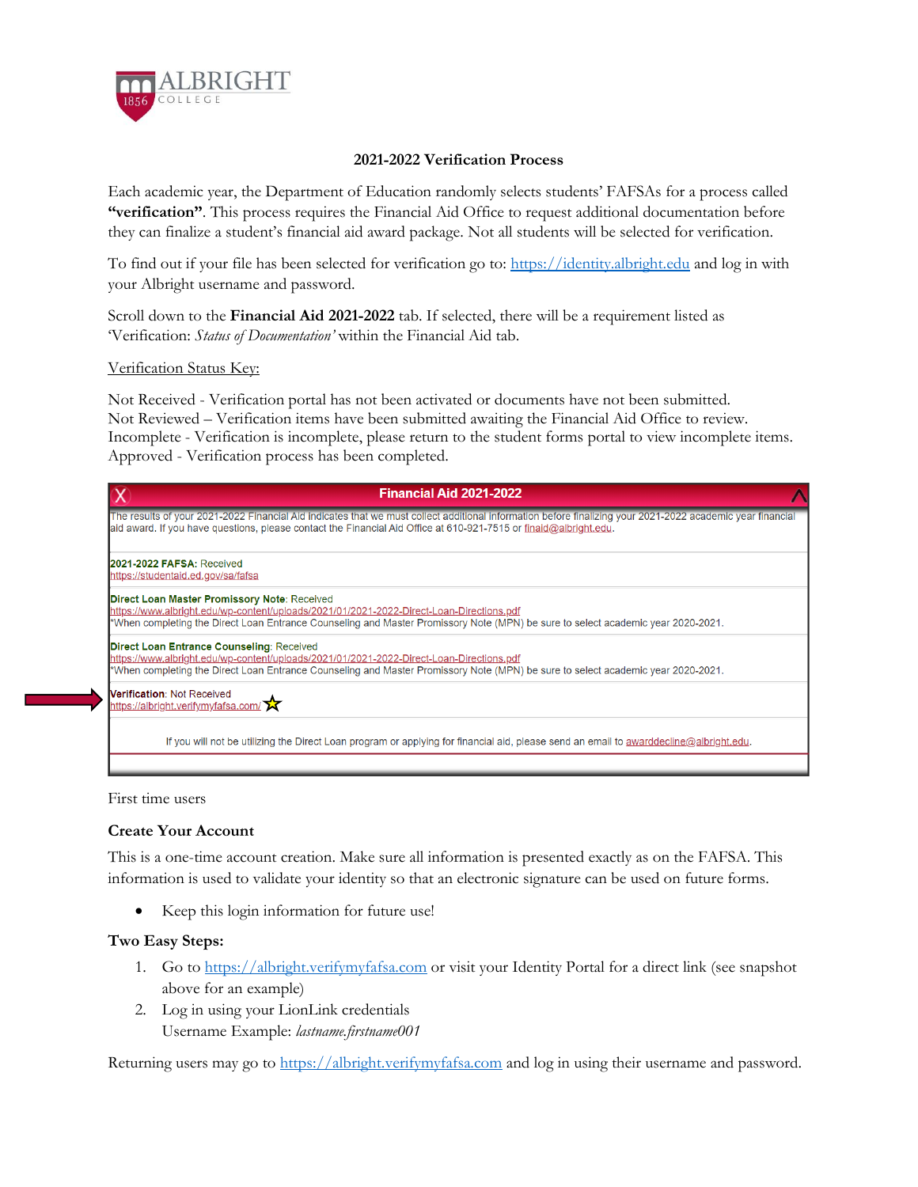ALBRIGHT COLLEGE 1856

## 2021-2022 Verification Process

Each academic year, the Department of Education randomly selects students' FAFSAs for a process called **"verification"**. This process requires the Financial Aid Office to request additional documentation before they can finalize a student's financial aid award package. Not all students will be selected for verification.

To find out if your file has been selected for verification go to: https://identity.albright.edu and log in with your Albright username and password.

Scroll down to the **Financial Aid 2021-2022** tab. If selected, there will be a requirement listed as 'Verification: *Status of Documentation'* within the Financial Aid tab.

Verification Status Key:

Not Received - Verification portal has not been activated or documents have not been submitted.
Not Reviewed – Verification items have been submitted awaiting the Financial Aid Office to review.
Incomplete - Verification is incomplete, please return to the student forms portal to view incomplete items.
Approved - Verification process has been completed.

**Financial Aid 2021-2022**

The results of your 2021-2022 Financial Aid indicates that we must collect additional information before finalizing your 2021-2022 academic year financial aid award. If you have questions, please contact the Financial Aid Office at 610-921-7515 or finaid@albright.edu.

**2021-2022 FAFSA**: Received
https://studentaid.ed.gov/sa/fafsa

**Direct Loan Master Promissory Note**: Received
https://www.albright.edu/wp-content/uploads/2021/01/2021-2022-Direct-Loan-Directions.pdf
*When completing the Direct Loan Entrance Counseling and Master Promissory Note (MPN) be sure to select academic year 2020-2021.

**Direct Loan Entrance Counseling**: Received
https://www.albright.edu/wp-content/uploads/2021/01/2021-2022-Direct-Loan-Directions.pdf
*When completing the Direct Loan Entrance Counseling and Master Promissory Note (MPN) be sure to select academic year 2020-2021.

**Verification**: Not Received
https://albright.verifymyfafsa.com/

If you will not be utilizing the Direct Loan program or applying for financial aid, please send an email to awarddecline@albright.edu.

First time users

### Create Your Account

This is a one-time account creation. Make sure all information is presented exactly as on the FAFSA. This information is used to validate your identity so that an electronic signature can be used on future forms.

- Keep this login information for future use!

### Two Easy Steps:

1. Go to https://albright.verifymyfafsa.com or visit your Identity Portal for a direct link (see snapshot above for an example)
2. Log in using your LionLink credentials
   Username Example: *lastname.firstname001*

Returning users may go to https://albright.verifymyfafsa.com and log in using their username and password.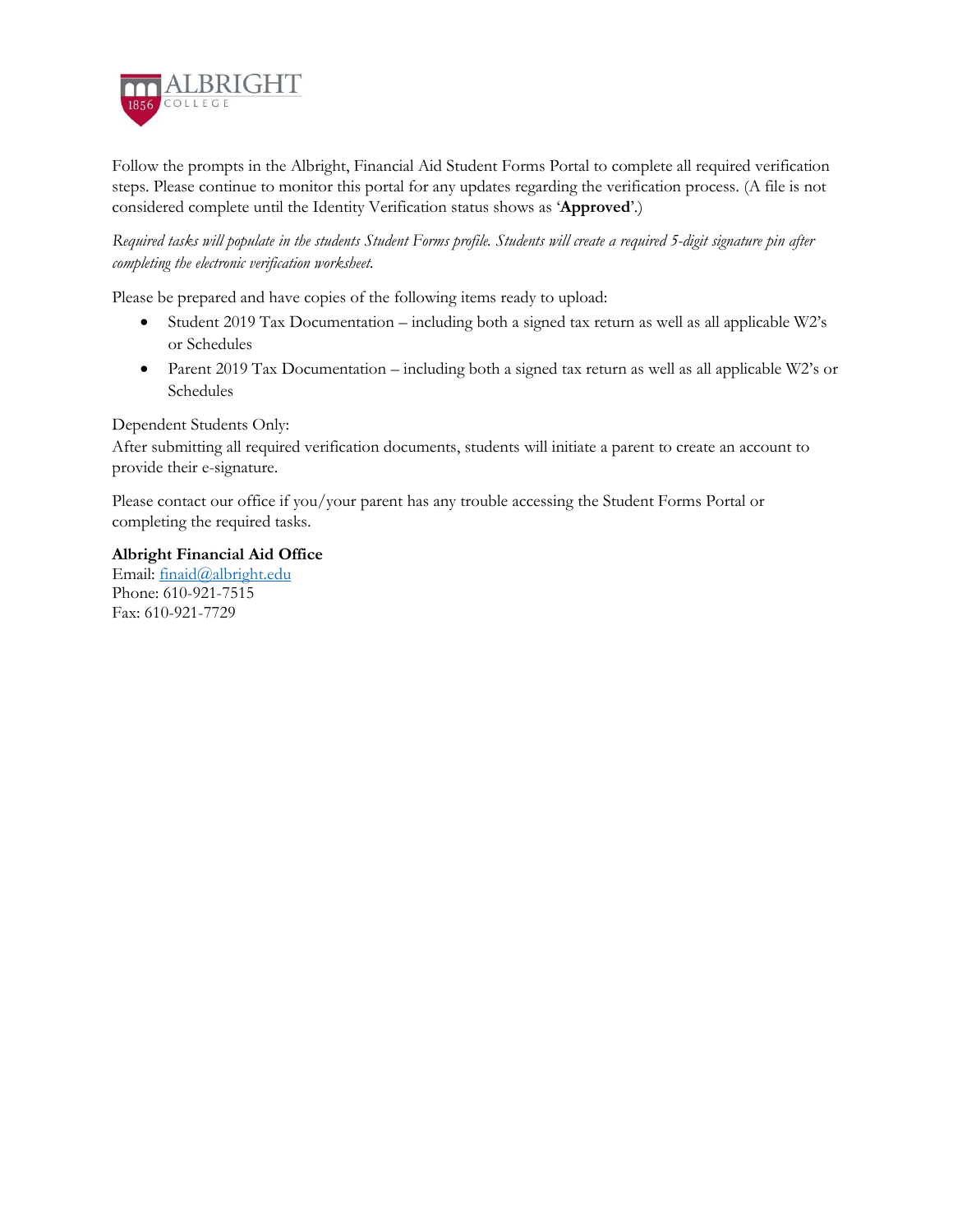ALBRIGHT
1856 COLLEGE

Follow the prompts in the Albright, Financial Aid Student Forms Portal to complete all required verification steps. Please continue to monitor this portal for any updates regarding the verification process. (A file is not considered complete until the Identity Verification status shows as '**Approved**'.)

*Required tasks will populate in the students Student Forms profile. Students will create a required 5-digit signature pin after completing the electronic verification worksheet.*

Please be prepared and have copies of the following items ready to upload:

- Student 2019 Tax Documentation – including both a signed tax return as well as all applicable W2's or Schedules
- Parent 2019 Tax Documentation – including both a signed tax return as well as all applicable W2's or Schedules

Dependent Students Only:
After submitting all required verification documents, students will initiate a parent to create an account to provide their e-signature.

Please contact our office if you/your parent has any trouble accessing the Student Forms Portal or completing the required tasks.

**Albright Financial Aid Office**
Email: finaid@albright.edu
Phone: 610-921-7515
Fax: 610-921-7729